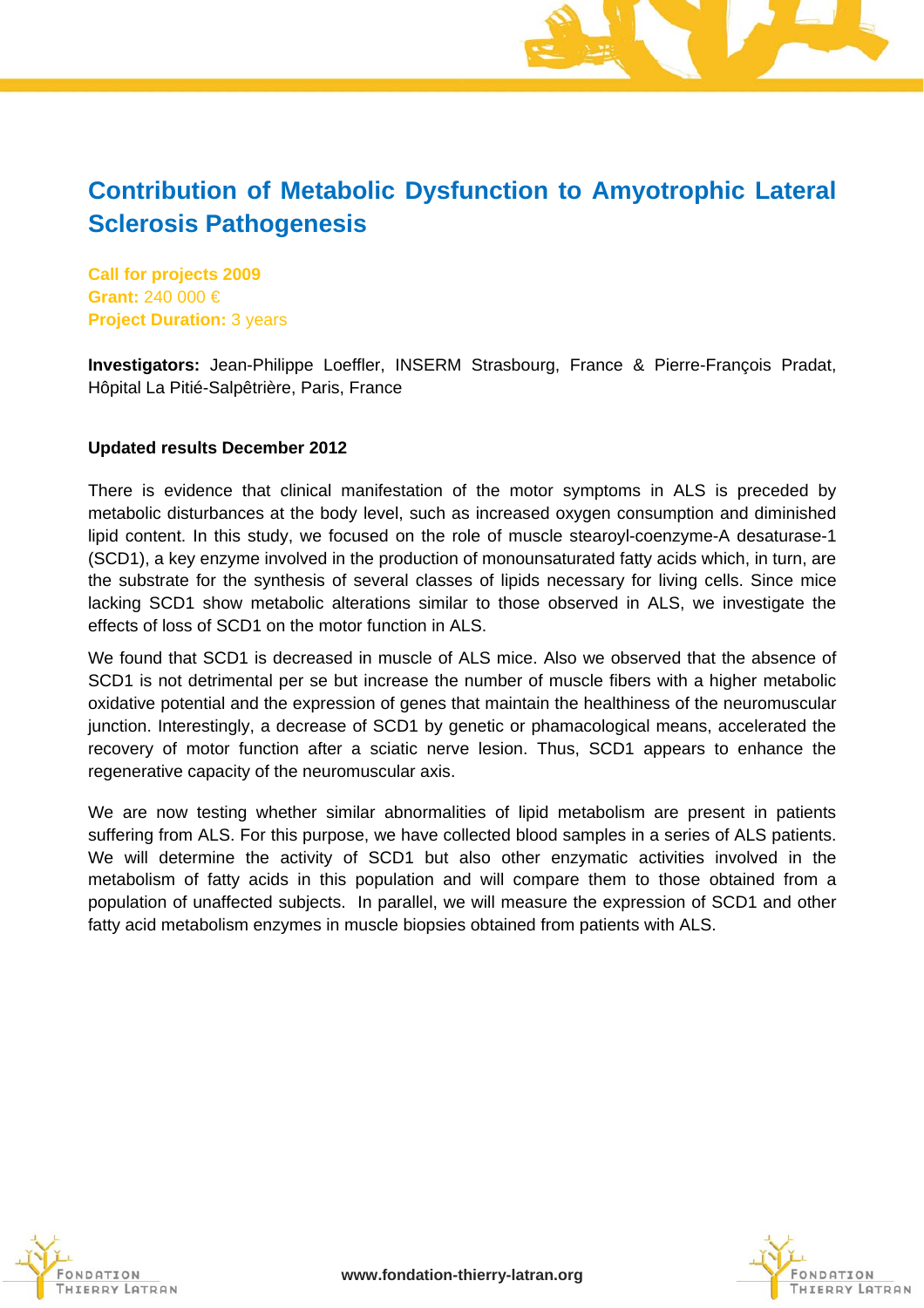# Contribution of Metabolic Dysfunction to Amyotrophic Lateral Sclerosis Pathogenesis

**Call for projects 2009**
**Grant:** 240 000 €
**Project Duration:** 3 years

**Investigators:** Jean-Philippe Loeffler, INSERM Strasbourg, France & Pierre-François Pradat, Hôpital La Pitié-Salpêtrière, Paris, France

**Updated results December 2012**

There is evidence that clinical manifestation of the motor symptoms in ALS is preceded by metabolic disturbances at the body level, such as increased oxygen consumption and diminished lipid content. In this study, we focused on the role of muscle stearoyl-coenzyme-A desaturase-1 (SCD1), a key enzyme involved in the production of monounsaturated fatty acids which, in turn, are the substrate for the synthesis of several classes of lipids necessary for living cells. Since mice lacking SCD1 show metabolic alterations similar to those observed in ALS, we investigate the effects of loss of SCD1 on the motor function in ALS.

We found that SCD1 is decreased in muscle of ALS mice. Also we observed that the absence of SCD1 is not detrimental per se but increase the number of muscle fibers with a higher metabolic oxidative potential and the expression of genes that maintain the healthiness of the neuromuscular junction. Interestingly, a decrease of SCD1 by genetic or phamacological means, accelerated the recovery of motor function after a sciatic nerve lesion. Thus, SCD1 appears to enhance the regenerative capacity of the neuromuscular axis.

We are now testing whether similar abnormalities of lipid metabolism are present in patients suffering from ALS. For this purpose, we have collected blood samples in a series of ALS patients. We will determine the activity of SCD1 but also other enzymatic activities involved in the metabolism of fatty acids in this population and will compare them to those obtained from a population of unaffected subjects. In parallel, we will measure the expression of SCD1 and other fatty acid metabolism enzymes in muscle biopsies obtained from patients with ALS.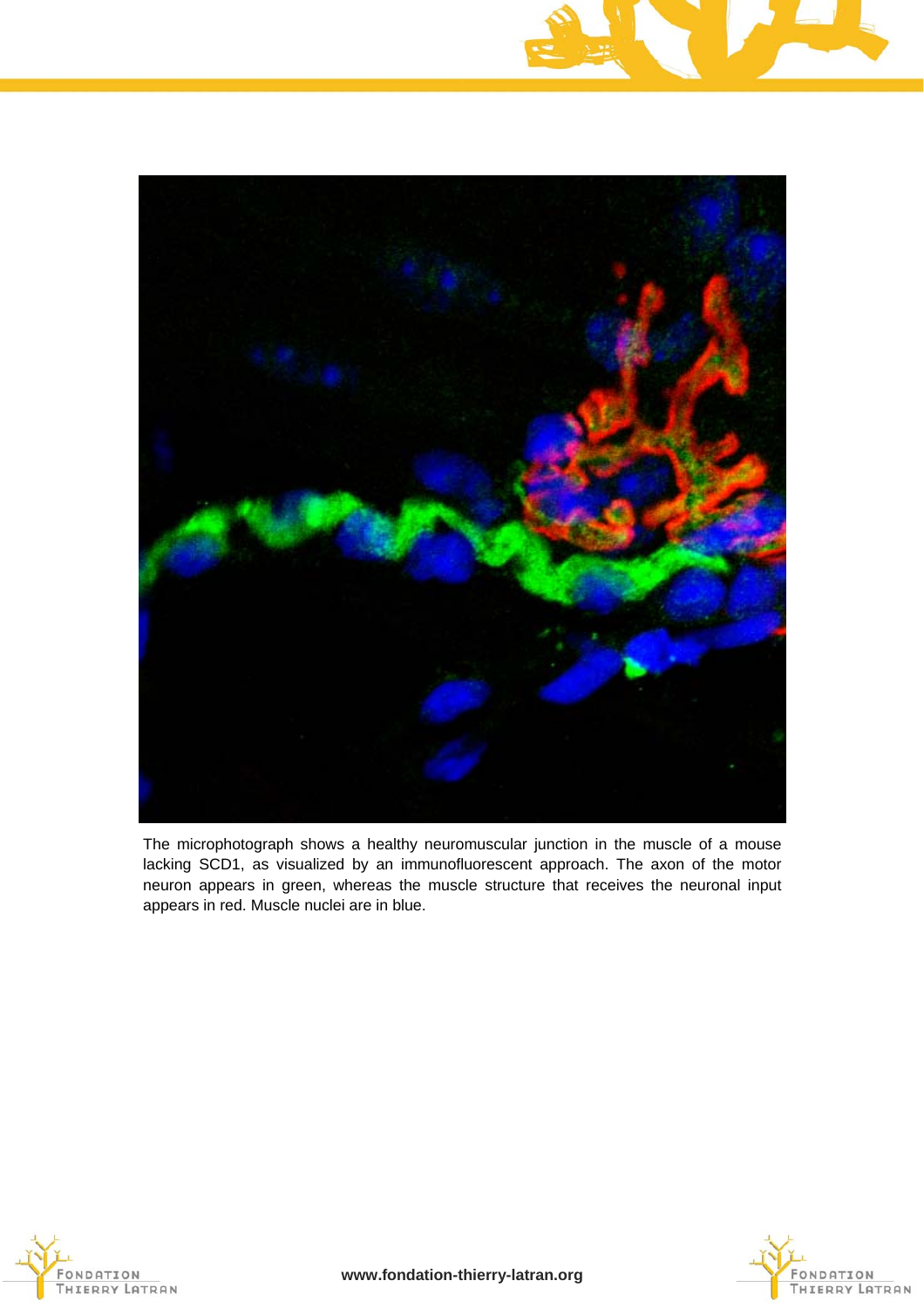The microphotograph shows a healthy neuromuscular junction in the muscle of a mouse lacking SCD1, as visualized by an immunofluorescent approach. The axon of the motor neuron appears in green, whereas the muscle structure that receives the neuronal input appears in red. Muscle nuclei are in blue.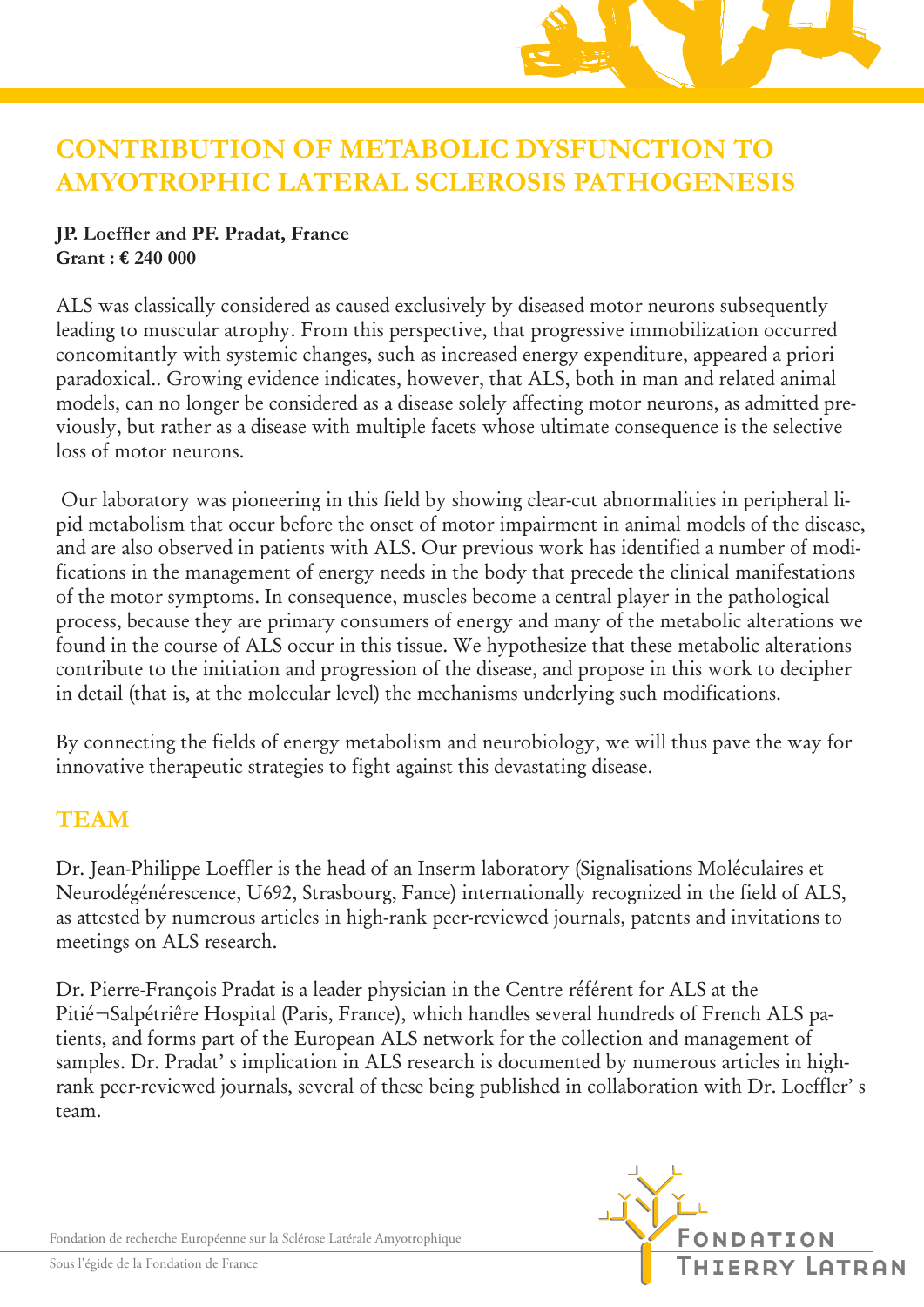# CONTRIBUTION OF METABOLIC DYSFUNCTION TO AMYOTROPHIC LATERAL SCLEROSIS PATHOGENESIS

**JP. Loeffler and PF. Pradat, France**
**Grant : € 240 000**

ALS was classically considered as caused exclusively by diseased motor neurons subsequently leading to muscular atrophy. From this perspective, that progressive immobilization occurred concomitantly with systemic changes, such as increased energy expenditure, appeared a priori paradoxical.. Growing evidence indicates, however, that ALS, both in man and related animal models, can no longer be considered as a disease solely affecting motor neurons, as admitted previously, but rather as a disease with multiple facets whose ultimate consequence is the selective loss of motor neurons.

Our laboratory was pioneering in this field by showing clear-cut abnormalities in peripheral lipid metabolism that occur before the onset of motor impairment in animal models of the disease, and are also observed in patients with ALS. Our previous work has identified a number of modifications in the management of energy needs in the body that precede the clinical manifestations of the motor symptoms. In consequence, muscles become a central player in the pathological process, because they are primary consumers of energy and many of the metabolic alterations we found in the course of ALS occur in this tissue. We hypothesize that these metabolic alterations contribute to the initiation and progression of the disease, and propose in this work to decipher in detail (that is, at the molecular level) the mechanisms underlying such modifications.

By connecting the fields of energy metabolism and neurobiology, we will thus pave the way for innovative therapeutic strategies to fight against this devastating disease.

## TEAM

Dr. Jean-Philippe Loeffler is the head of an Inserm laboratory (Signalisations Moléculaires et Neurodégénérescence, U692, Strasbourg, Fance) internationally recognized in the field of ALS, as attested by numerous articles in high-rank peer-reviewed journals, patents and invitations to meetings on ALS research.

Dr. Pierre-François Pradat is a leader physician in the Centre référent for ALS at the Pitié¬Salpétrière Hospital (Paris, France), which handles several hundreds of French ALS patients, and forms part of the European ALS network for the collection and management of samples. Dr. Pradat' s implication in ALS research is documented by numerous articles in high-rank peer-reviewed journals, several of these being published in collaboration with Dr. Loeffler' s team.